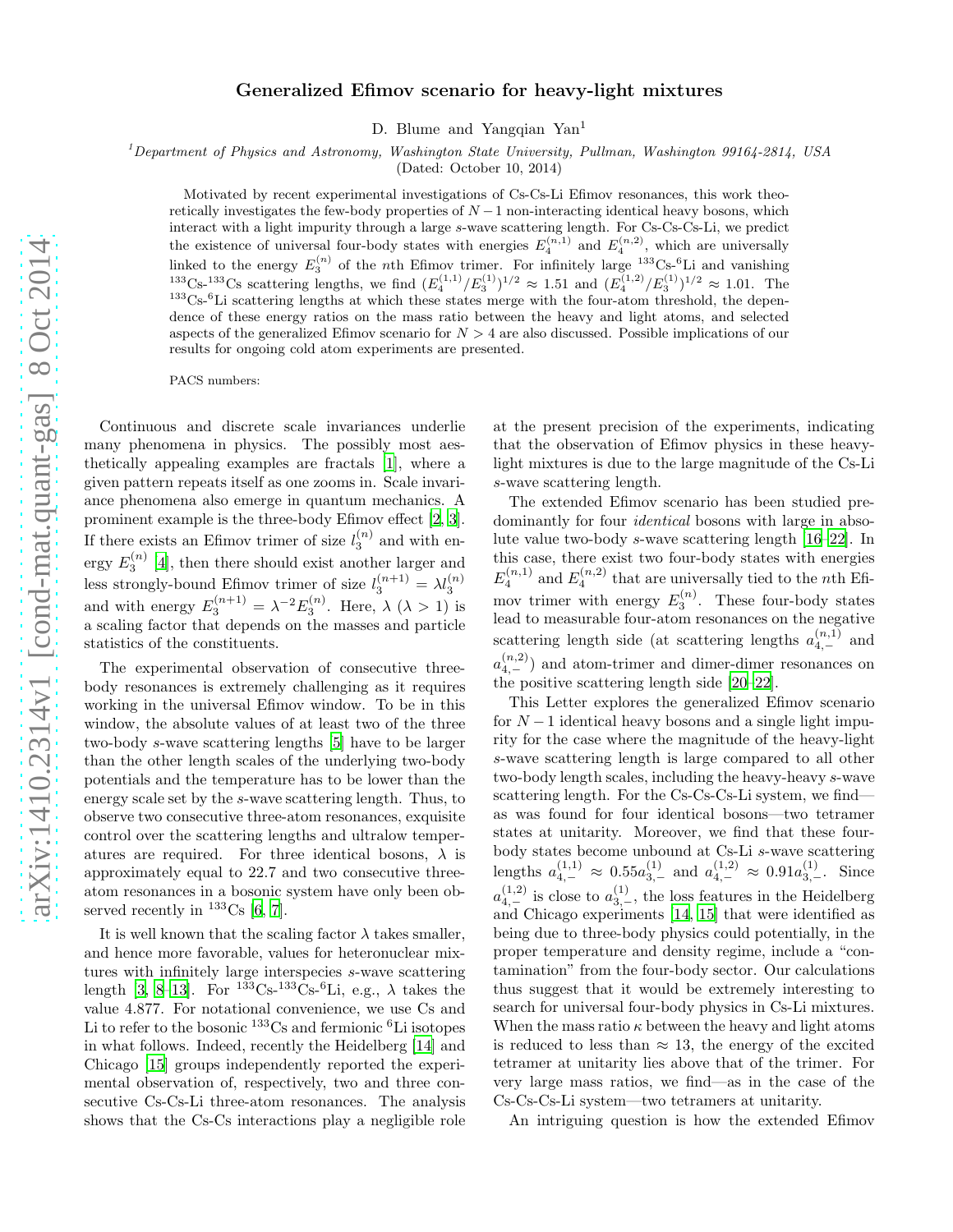# Generalized Efimov scenario for heavy-light mixtures

D. Blume and Yangqian Yan[1]

[1]*Department of Physics and Astronomy, Washington State University, Pullman, Washington 99164-2814, USA*
(Dated: October 10, 2014)

Motivated by recent experimental investigations of Cs-Cs-Li Efimov resonances, this work theoretically investigates the few-body properties of $N-1$ non-interacting identical heavy bosons, which interact with a light impurity through a large $s$-wave scattering length. For Cs-Cs-Cs-Li, we predict the existence of universal four-body states with energies $E_4^{(n,1)}$ and $E_4^{(n,2)}$, which are universally linked to the energy $E_3^{(n)}$ of the $n$th Efimov trimer. For infinitely large $^{133}$Cs-$^6$Li and vanishing $^{133}$Cs-$^{133}$Cs scattering lengths, we find $(E_4^{(1,1)}/E_3^{(1)})^{1/2} \approx 1.51$ and $(E_4^{(1,2)}/E_3^{(1)})^{1/2} \approx 1.01$. The $^{133}$Cs-$^6$Li scattering lengths at which these states merge with the four-atom threshold, the dependence of these energy ratios on the mass ratio between the heavy and light atoms, and selected aspects of the generalized Efimov scenario for $N > 4$ are also discussed. Possible implications of our results for ongoing cold atom experiments are presented.

PACS numbers:

Continuous and discrete scale invariances underlie many phenomena in physics. The possibly most aesthetically appealing examples are fractals [1], where a given pattern repeats itself as one zooms in. Scale invariance phenomena also emerge in quantum mechanics. A prominent example is the three-body Efimov effect [2, 3]. If there exists an Efimov trimer of size $l_3^{(n)}$ and with energy $E_3^{(n)}$ [4], then there should exist another larger and less strongly-bound Efimov trimer of size $l_3^{(n+1)} = \lambda l_3^{(n)}$ and with energy $E_3^{(n+1)} = \lambda^{-2} E_3^{(n)}$. Here, $\lambda$ ($\lambda > 1$) is a scaling factor that depends on the masses and particle statistics of the constituents.

The experimental observation of consecutive three-body resonances is extremely challenging as it requires working in the universal Efimov window. To be in this window, the absolute values of at least two of the three two-body $s$-wave scattering lengths [5] have to be larger than the other length scales of the underlying two-body potentials and the temperature has to be lower than the energy scale set by the $s$-wave scattering length. Thus, to observe two consecutive three-atom resonances, exquisite control over the scattering lengths and ultralow temperatures are required. For three identical bosons, $\lambda$ is approximately equal to 22.7 and two consecutive three-atom resonances in a bosonic system have only been observed recently in $^{133}$Cs [6, 7].

It is well known that the scaling factor $\lambda$ takes smaller, and hence more favorable, values for heteronuclear mixtures with infinitely large interspecies $s$-wave scattering length [3, 8–13]. For $^{133}$Cs-$^{133}$Cs-$^6$Li, e.g., $\lambda$ takes the value 4.877. For notational convenience, we use Cs and Li to refer to the bosonic $^{133}$Cs and fermionic $^6$Li isotopes in what follows. Indeed, recently the Heidelberg [14] and Chicago [15] groups independently reported the experimental observation of, respectively, two and three consecutive Cs-Cs-Li three-atom resonances. The analysis shows that the Cs-Cs interactions play a negligible role at the present precision of the experiments, indicating that the observation of Efimov physics in these heavy-light mixtures is due to the large magnitude of the Cs-Li $s$-wave scattering length.

The extended Efimov scenario has been studied predominantly for four *identical* bosons with large in absolute value two-body $s$-wave scattering length [16–22]. In this case, there exist two four-body states with energies $E_4^{(n,1)}$ and $E_4^{(n,2)}$ that are universally tied to the $n$th Efimov trimer with energy $E_3^{(n)}$. These four-body states lead to measurable four-atom resonances on the negative scattering length side (at scattering lengths $a_{4,-}^{(n,1)}$ and $a_{4,-}^{(n,2)}$) and atom-trimer and dimer-dimer resonances on the positive scattering length side [20–22].

This Letter explores the generalized Efimov scenario for $N-1$ identical heavy bosons and a single light impurity for the case where the magnitude of the heavy-light $s$-wave scattering length is large compared to all other two-body length scales, including the heavy-heavy $s$-wave scattering length. For the Cs-Cs-Cs-Li system, we find—as was found for four identical bosons—two tetramer states at unitarity. Moreover, we find that these four-body states become unbound at Cs-Li $s$-wave scattering lengths $a_{4,-}^{(1,1)} \approx 0.55 a_{3,-}^{(1)}$ and $a_{4,-}^{(1,2)} \approx 0.91 a_{3,-}^{(1)}$. Since $a_{4,-}^{(1,2)}$ is close to $a_{3,-}^{(1)}$, the loss features in the Heidelberg and Chicago experiments [14, 15] that were identified as being due to three-body physics could potentially, in the proper temperature and density regime, include a "contamination" from the four-body sector. Our calculations thus suggest that it would be extremely interesting to search for universal four-body physics in Cs-Li mixtures. When the mass ratio $\kappa$ between the heavy and light atoms is reduced to less than $\approx 13$, the energy of the excited tetramer at unitarity lies above that of the trimer. For very large mass ratios, we find—as in the case of the Cs-Cs-Cs-Li system—two tetramers at unitarity.

An intriguing question is how the extended Efimov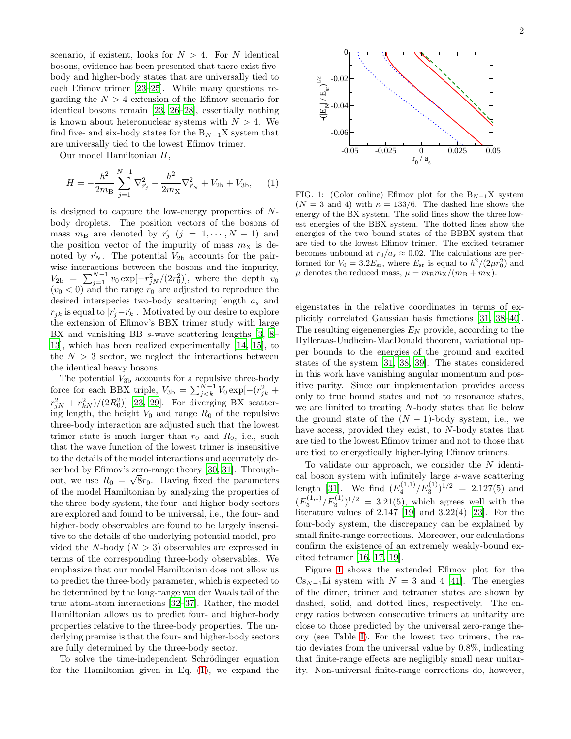scenario, if existent, looks for $N > 4$. For $N$ identical bosons, evidence has been presented that there exist five-body and higher-body states that are universally tied to each Efimov trimer [23–25]. While many questions regarding the $N > 4$ extension of the Efimov scenario for identical bosons remain [23, 26–28], essentially nothing is known about heteronuclear systems with $N > 4$. We find five- and six-body states for the $B_{N-1}X$ system that are universally tied to the lowest Efimov trimer.

Our model Hamiltonian $H$,

$$H = -\frac{\hbar^2}{2m_B}\sum_{j=1}^{N-1}\nabla^2_{\vec{r}_j} - \frac{\hbar^2}{2m_X}\nabla^2_{\vec{r}_N} + V_{2b} + V_{3b}, \quad (1)$$

is designed to capture the low-energy properties of $N$-body droplets. The position vectors of the bosons of mass $m_B$ are denoted by $\vec{r}_j$ ($j = 1, \cdots, N-1$) and the position vector of the impurity of mass $m_X$ is denoted by $\vec{r}_N$. The potential $V_{2b}$ accounts for the pairwise interactions between the bosons and the impurity, $V_{2b} = \sum_{j=1}^{N-1} v_0 \exp[-r_{jN}^2/(2r_0^2)]$, where the depth $v_0$ ($v_0 < 0$) and the range $r_0$ are adjusted to reproduce the desired interspecies two-body scattering length $a_s$ and $r_{jk}$ is equal to $|\vec{r}_j - \vec{r}_k|$. Motivated by our desire to explore the extension of Efimov's BBX trimer study with large BX and vanishing BB $s$-wave scattering lengths [3, 8–13], which has been realized experimentally [14, 15], to the $N > 3$ sector, we neglect the interactions between the identical heavy bosons.

The potential $V_{3b}$ accounts for a repulsive three-body force for each BBX triple, $V_{3b} = \sum_{j<k}^{N-1} V_0 \exp[-(r_{jk}^2 + r_{jN}^2 + r_{kN}^2)/(2R_0^2)]$ [23, 29]. For diverging BX scattering length, the height $V_0$ and range $R_0$ of the repulsive three-body interaction are adjusted such that the lowest trimer state is much larger than $r_0$ and $R_0$, i.e., such that the wave function of the lowest trimer is insensitive to the details of the model interactions and accurately described by Efimov's zero-range theory [30, 31]. Throughout, we use $R_0 = \sqrt{8}r_0$. Having fixed the parameters of the model Hamiltonian by analyzing the properties of the three-body system, the four- and higher-body sectors are explored and found to be universal, i.e., the four- and higher-body observables are found to be largely insensitive to the details of the underlying potential model, provided the $N$-body ($N > 3$) observables are expressed in terms of the corresponding three-body observables. We emphasize that our model Hamiltonian does not allow us to predict the three-body parameter, which is expected to be determined by the long-range van der Waals tail of the true atom-atom interactions [32–37]. Rather, the model Hamiltonian allows us to predict four- and higher-body properties relative to the three-body properties. The underlying premise is that the four- and higher-body sectors are fully determined by the three-body sector.

To solve the time-independent Schrödinger equation for the Hamiltonian given in Eq. (1), we expand the eigenstates in the relative coordinates in terms of explicitly correlated Gaussian basis functions [31, 38–40]. The resulting eigenenergies $E_N$ provide, according to the Hylleraas-Undheim-MacDonald theorem, variational upper bounds to the energies of the ground and excited states of the system [31, 38, 39]. The states considered in this work have vanishing angular momentum and positive parity. Since our implementation provides access only to true bound states and not to resonance states, we are limited to treating $N$-body states that lie below the ground state of the $(N-1)$-body system, i.e., we have access, provided they exist, to $N$-body states that are tied to the lowest Efimov trimer and not to those that are tied to energetically higher-lying Efimov trimers.

FIG. 1: (Color online) Efimov plot for the $B_{N-1}X$ system ($N = 3$ and 4) with $\kappa = 133/6$. The dashed line shows the energy of the BX system. The solid lines show the three lowest energies of the BBX system. The dotted lines show the energies of the two bound states of the BBBX system that are tied to the lowest Efimov trimer. The excited tetramer becomes unbound at $r_0/a_s \approx 0.02$. The calculations are performed for $V_0 = 3.2E_{sr}$, where $E_{sr}$ is equal to $\hbar^2/(2\mu r_0^2)$ and $\mu$ denotes the reduced mass, $\mu = m_B m_X/(m_B + m_X)$.

To validate our approach, we consider the $N$ identical boson system with infinitely large $s$-wave scattering length [31]. We find $(E_4^{(1,1)}/E_3^{(1)})^{1/2} = 2.127(5)$ and $(E_5^{(1,1)}/E_3^{(1)})^{1/2} = 3.21(5)$, which agrees well with the literature values of 2.147 [19] and 3.22(4) [23]. For the four-body system, the discrepancy can be explained by small finite-range corrections. Moreover, our calculations confirm the existence of an extremely weakly-bound excited tetramer [16, 17, 19].

Figure 1 shows the extended Efimov plot for the $Cs_{N-1}Li$ system with $N = 3$ and 4 [41]. The energies of the dimer, trimer and tetramer states are shown by dashed, solid, and dotted lines, respectively. The energy ratios between consecutive trimers at unitarity are close to those predicted by the universal zero-range theory (see Table I). For the lowest two trimers, the ratio deviates from the universal value by 0.8%, indicating that finite-range effects are negligibly small near unitarity. Non-universal finite-range corrections do, however,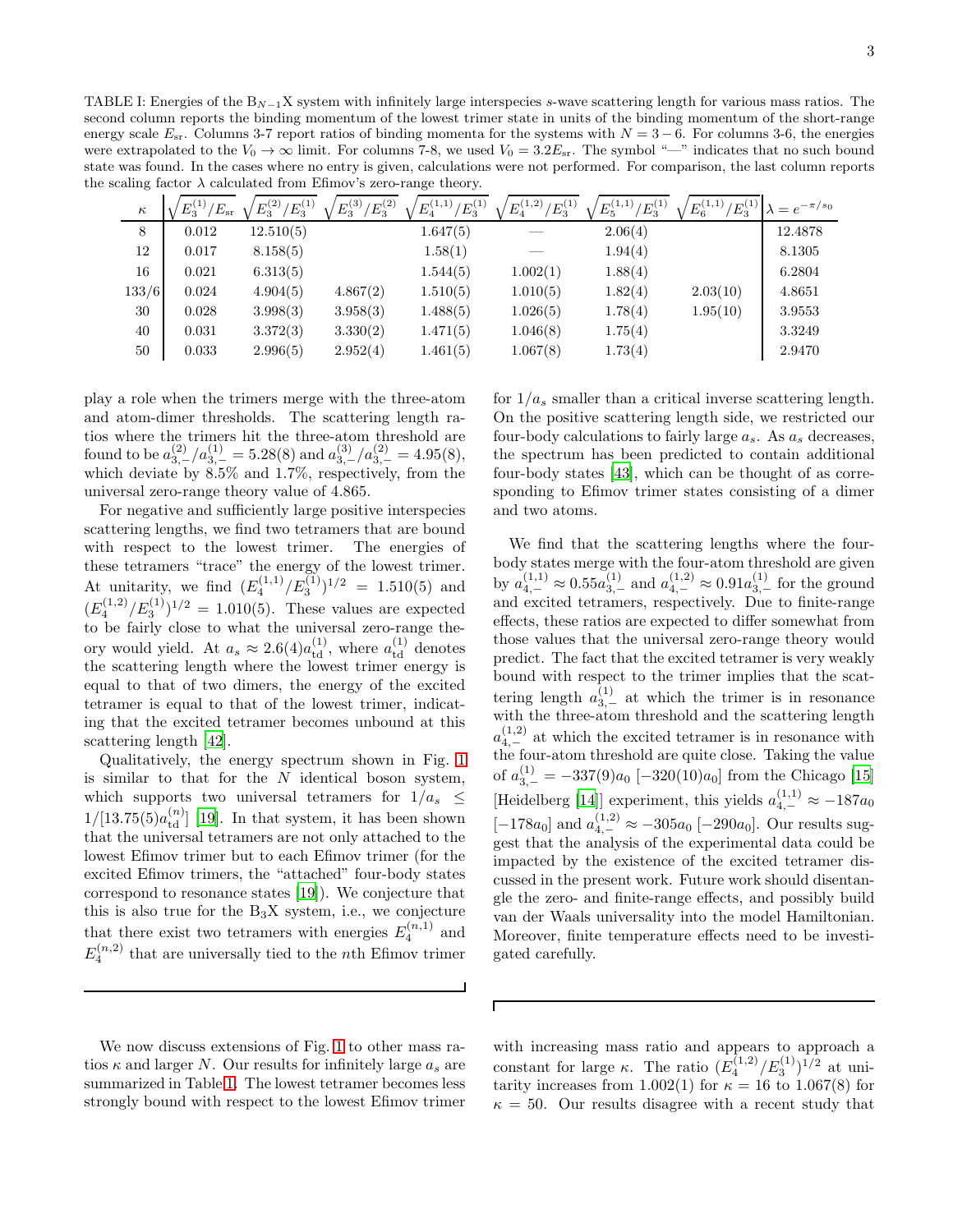TABLE I: Energies of the $B_{N-1}X$ system with infinitely large interspecies $s$-wave scattering length for various mass ratios. The second column reports the binding momentum of the lowest trimer state in units of the binding momentum of the short-range energy scale $E_{sr}$. Columns 3-7 report ratios of binding momenta for the systems with $N = 3-6$. For columns 3-6, the energies were extrapolated to the $V_0 \to \infty$ limit. For columns 7-8, we used $V_0 = 3.2E_{sr}$. The symbol "—" indicates that no such bound state was found. In the cases where no entry is given, calculations were not performed. For comparison, the last column reports the scaling factor $\lambda$ calculated from Efimov's zero-range theory.

| $\kappa$ | $\sqrt{E_3^{(1)}/E_{sr}}$ | $\sqrt{E_3^{(2)}/E_3^{(1)}}$ | $\sqrt{E_3^{(3)}/E_3^{(2)}}$ | $\sqrt{E_4^{(1,1)}/E_3^{(1)}}$ | $\sqrt{E_4^{(1,2)}/E_3^{(1)}}$ | $\sqrt{E_5^{(1,1)}/E_3^{(1)}}$ | $\sqrt{E_6^{(1,1)}/E_3^{(1)}}$ | $\lambda = e^{-\pi/s_0}$ |
|---|---|---|---|---|---|---|---|---|
| 8 | 0.012 | 12.510(5) | | 1.647(5) | — | 2.06(4) | | 12.4878 |
| 12 | 0.017 | 8.158(5) | | 1.58(1) | — | 1.94(4) | | 8.1305 |
| 16 | 0.021 | 6.313(5) | | 1.544(5) | 1.002(1) | 1.88(4) | | 6.2804 |
| 133/6 | 0.024 | 4.904(5) | 4.867(2) | 1.510(5) | 1.010(5) | 1.82(4) | 2.03(10) | 4.8651 |
| 30 | 0.028 | 3.998(3) | 3.958(3) | 1.488(5) | 1.026(5) | 1.78(4) | 1.95(10) | 3.9553 |
| 40 | 0.031 | 3.372(3) | 3.330(2) | 1.471(5) | 1.046(8) | 1.75(4) | | 3.3249 |
| 50 | 0.033 | 2.996(5) | 2.952(4) | 1.461(5) | 1.067(8) | 1.73(4) | | 2.9470 |

play a role when the trimers merge with the three-atom and atom-dimer thresholds. The scattering length ratios where the trimers hit the three-atom threshold are found to be $a_{3,-}^{(2)}/a_{3,-}^{(1)} = 5.28(8)$ and $a_{3,-}^{(3)}/a_{3,-}^{(2)} = 4.95(8)$, which deviate by 8.5% and 1.7%, respectively, from the universal zero-range theory value of 4.865.

For negative and sufficiently large positive interspecies scattering lengths, we find two tetramers that are bound with respect to the lowest trimer. The energies of these tetramers "trace" the energy of the lowest trimer. At unitarity, we find $(E_4^{(1,1)}/E_3^{(1)})^{1/2} = 1.510(5)$ and $(E_4^{(1,2)}/E_3^{(1)})^{1/2} = 1.010(5)$. These values are expected to be fairly close to what the universal zero-range theory would yield. At $a_s \approx 2.6(4)a_{td}^{(1)}$, where $a_{td}^{(1)}$ denotes the scattering length where the lowest trimer energy is equal to that of two dimers, the energy of the excited tetramer is equal to that of the lowest trimer, indicating that the excited tetramer becomes unbound at this scattering length [42].

Qualitatively, the energy spectrum shown in Fig. 1 is similar to that for the $N$ identical boson system, which supports two universal tetramers for $1/a_s \leq 1/[13.75(5)a_{td}^{(n)}]$ [19]. In that system, it has been shown that the universal tetramers are not only attached to the lowest Efimov trimer but to each Efimov trimer (for the excited Efimov trimers, the "attached" four-body states correspond to resonance states [19]). We conjecture that this is also true for the $B_3X$ system, i.e., we conjecture that there exist two tetramers with energies $E_4^{(n,1)}$ and $E_4^{(n,2)}$ that are universally tied to the $n$th Efimov trimer for $1/a_s$ smaller than a critical inverse scattering length. On the positive scattering length side, we restricted our four-body calculations to fairly large $a_s$. As $a_s$ decreases, the spectrum has been predicted to contain additional four-body states [43], which can be thought of as corresponding to Efimov trimer states consisting of a dimer and two atoms.

We find that the scattering lengths where the four-body states merge with the four-atom threshold are given by $a_{4,-}^{(1,1)} \approx 0.55a_{3,-}^{(1)}$ and $a_{4,-}^{(1,2)} \approx 0.91a_{3,-}^{(1)}$ for the ground and excited tetramers, respectively. Due to finite-range effects, these ratios are expected to differ somewhat from those values that the universal zero-range theory would predict. The fact that the excited tetramer is very weakly bound with respect to the trimer implies that the scattering length $a_{3,-}^{(1)}$ at which the trimer is in resonance with the three-atom threshold and the scattering length $a_{4,-}^{(1,2)}$ at which the excited tetramer is in resonance with the four-atom threshold are quite close. Taking the value of $a_{3,-}^{(1)} = -337(9)a_0$ $[-320(10)a_0]$ from the Chicago [15] [Heidelberg [14]] experiment, this yields $a_{4,-}^{(1,1)} \approx -187a_0$ $[-178a_0]$ and $a_{4,-}^{(1,2)} \approx -305a_0$ $[-290a_0]$. Our results suggest that the analysis of the experimental data could be impacted by the existence of the excited tetramer discussed in the present work. Future work should disentangle the zero- and finite-range effects, and possibly build van der Waals universality into the model Hamiltonian. Moreover, finite temperature effects need to be investigated carefully.

We now discuss extensions of Fig. 1 to other mass ratios $\kappa$ and larger $N$. Our results for infinitely large $a_s$ are summarized in Table I. The lowest tetramer becomes less strongly bound with respect to the lowest Efimov trimer with increasing mass ratio and appears to approach a constant for large $\kappa$. The ratio $(E_4^{(1,2)}/E_3^{(1)})^{1/2}$ at unitarity increases from 1.002(1) for $\kappa = 16$ to 1.067(8) for $\kappa = 50$. Our results disagree with a recent study that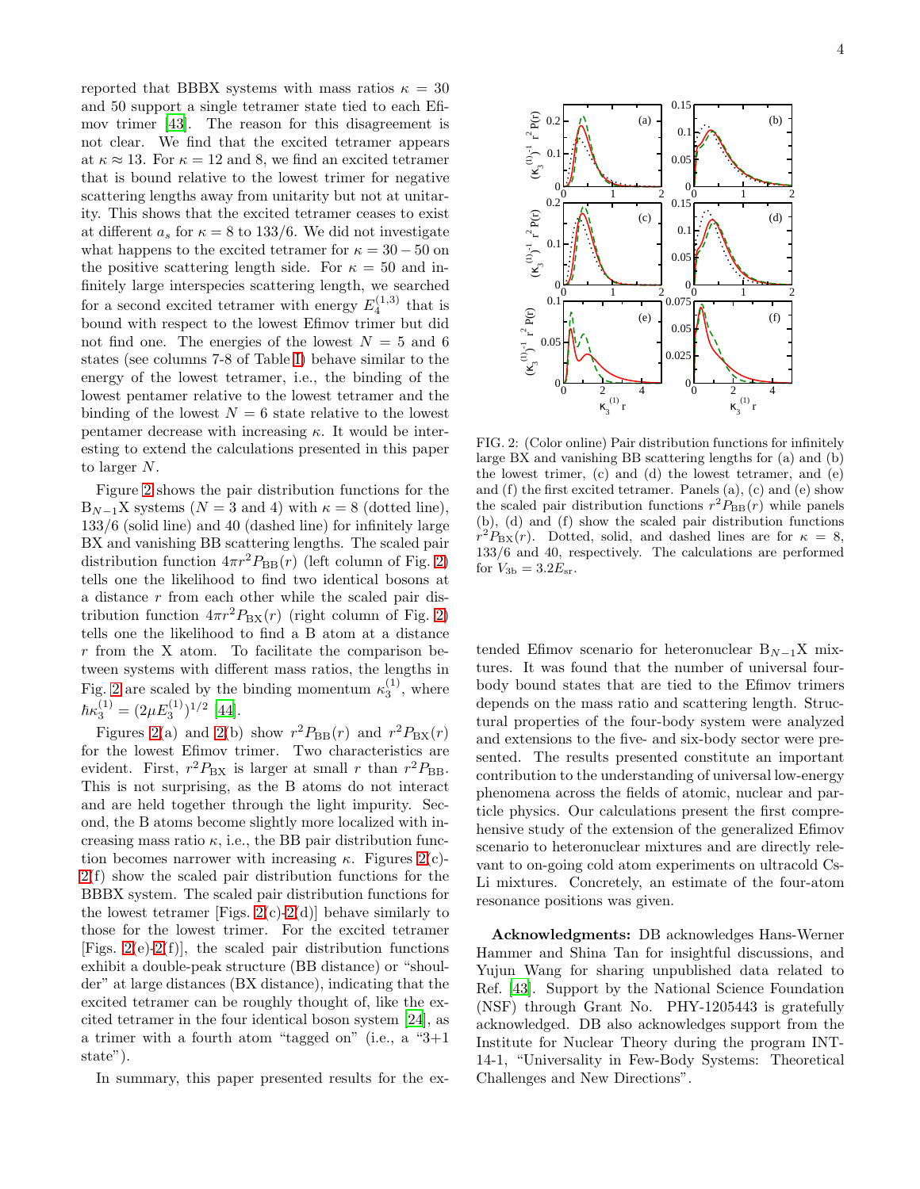reported that BBBX systems with mass ratios $\kappa = 30$ and 50 support a single tetramer state tied to each Efimov trimer [43]. The reason for this disagreement is not clear. We find that the excited tetramer appears at $\kappa \approx 13$. For $\kappa = 12$ and 8, we find an excited tetramer that is bound relative to the lowest trimer for negative scattering lengths away from unitarity but not at unitarity. This shows that the excited tetramer ceases to exist at different $a_s$ for $\kappa = 8$ to 133/6. We did not investigate what happens to the excited tetramer for $\kappa = 30-50$ on the positive scattering length side. For $\kappa = 50$ and infinitely large interspecies scattering length, we searched for a second excited tetramer with energy $E_4^{(1,3)}$ that is bound with respect to the lowest Efimov trimer but did not find one. The energies of the lowest $N = 5$ and 6 states (see columns 7-8 of Table I) behave similar to the energy of the lowest tetramer, i.e., the binding of the lowest pentamer relative to the lowest tetramer and the binding of the lowest $N = 6$ state relative to the lowest pentamer decrease with increasing $\kappa$. It would be interesting to extend the calculations presented in this paper to larger $N$.

Figure 2 shows the pair distribution functions for the $B_{N-1}X$ systems ($N = 3$ and 4) with $\kappa = 8$ (dotted line), 133/6 (solid line) and 40 (dashed line) for infinitely large BX and vanishing BB scattering lengths. The scaled pair distribution function $4\pi r^2 P_{\rm BB}(r)$ (left column of Fig. 2) tells one the likelihood to find two identical bosons at a distance $r$ from each other while the scaled pair distribution function $4\pi r^2 P_{\rm BX}(r)$ (right column of Fig. 2) tells one the likelihood to find a B atom at a distance $r$ from the X atom. To facilitate the comparison between systems with different mass ratios, the lengths in Fig. 2 are scaled by the binding momentum $\kappa_3^{(1)}$, where $\hbar\kappa_3^{(1)} = (2\mu E_3^{(1)})^{1/2}$ [44].

Figures 2(a) and 2(b) show $r^2 P_{\rm BB}(r)$ and $r^2 P_{\rm BX}(r)$ for the lowest Efimov trimer. Two characteristics are evident. First, $r^2 P_{\rm BX}$ is larger at small $r$ than $r^2 P_{\rm BB}$. This is not surprising, as the B atoms do not interact and are held together through the light impurity. Second, the B atoms become slightly more localized with increasing mass ratio $\kappa$, i.e., the BB pair distribution function becomes narrower with increasing $\kappa$. Figures 2(c)-2(f) show the scaled pair distribution functions for the BBBX system. The scaled pair distribution functions for the lowest tetramer [Figs. 2(c)-2(d)] behave similarly to those for the lowest trimer. For the excited tetramer [Figs. 2(e)-2(f)], the scaled pair distribution functions exhibit a double-peak structure (BB distance) or "shoulder" at large distances (BX distance), indicating that the excited tetramer can be roughly thought of, like the excited tetramer in the four identical boson system [24], as a trimer with a fourth atom "tagged on" (i.e., a "3+1 state").

In summary, this paper presented results for the extended Efimov scenario for heteronuclear $B_{N-1}X$ mixtures. It was found that the number of universal four-body bound states that are tied to the Efimov trimers depends on the mass ratio and scattering length. Structural properties of the four-body system were analyzed and extensions to the five- and six-body sector were presented. The results presented constitute an important contribution to the understanding of universal low-energy phenomena across the fields of atomic, nuclear and particle physics. Our calculations present the first comprehensive study of the extension of the generalized Efimov scenario to heteronuclear mixtures and are directly relevant to on-going cold atom experiments on ultracold Cs-Li mixtures. Concretely, an estimate of the four-atom resonance positions was given.

FIG. 2: (Color online) Pair distribution functions for infinitely large BX and vanishing BB scattering lengths for (a) and (b) the lowest trimer, (c) and (d) the lowest tetramer, and (e) and (f) the first excited tetramer. Panels (a), (c) and (e) show the scaled pair distribution functions $r^2 P_{\rm BB}(r)$ while panels (b), (d) and (f) show the scaled pair distribution functions $r^2 P_{\rm BX}(r)$. Dotted, solid, and dashed lines are for $\kappa = 8$, 133/6 and 40, respectively. The calculations are performed for $V_{\rm 3b} = 3.2 E_{\rm sr}$.

**Acknowledgments:** DB acknowledges Hans-Werner Hammer and Shina Tan for insightful discussions, and Yujun Wang for sharing unpublished data related to Ref. [43]. Support by the National Science Foundation (NSF) through Grant No. PHY-1205443 is gratefully acknowledged. DB also acknowledges support from the Institute for Nuclear Theory during the program INT-14-1, "Universality in Few-Body Systems: Theoretical Challenges and New Directions".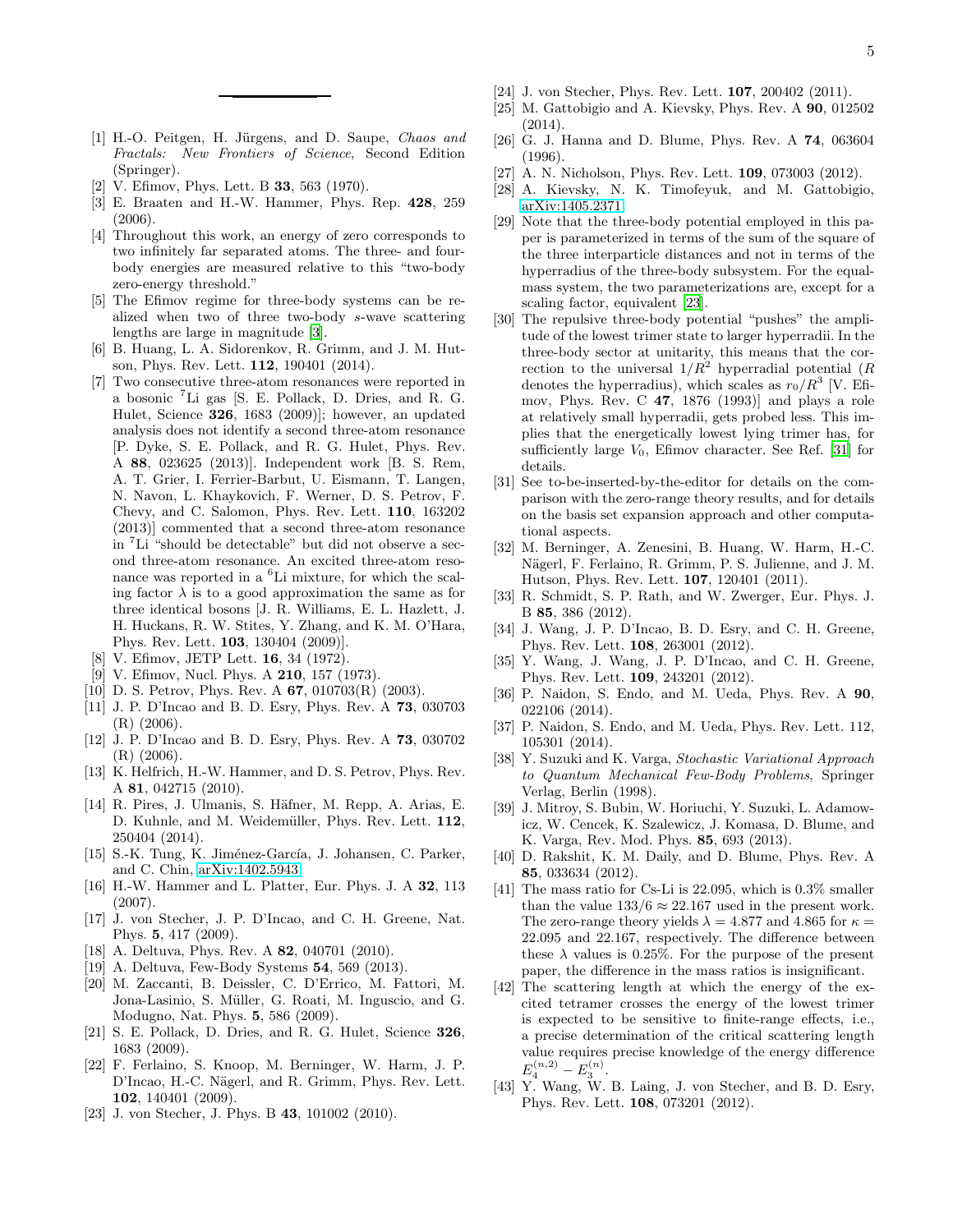---

[1] H.-O. Peitgen, H. Jürgens, and D. Saupe, *Chaos and Fractals: New Frontiers of Science*, Second Edition (Springer).

[2] V. Efimov, Phys. Lett. B **33**, 563 (1970).

[3] E. Braaten and H.-W. Hammer, Phys. Rep. **428**, 259 (2006).

[4] Throughout this work, an energy of zero corresponds to two infinitely far separated atoms. The three- and four-body energies are measured relative to this "two-body zero-energy threshold."

[5] The Efimov regime for three-body systems can be realized when two of three two-body $s$-wave scattering lengths are large in magnitude [3].

[6] B. Huang, L. A. Sidorenkov, R. Grimm, and J. M. Hutson, Phys. Rev. Lett. **112**, 190401 (2014).

[7] Two consecutive three-atom resonances were reported in a bosonic $^7$Li gas [S. E. Pollack, D. Dries, and R. G. Hulet, Science **326**, 1683 (2009)]; however, an updated analysis does not identify a second three-atom resonance [P. Dyke, S. E. Pollack, and R. G. Hulet, Phys. Rev. A **88**, 023625 (2013)]. Independent work [B. S. Rem, A. T. Grier, I. Ferrier-Barbut, U. Eismann, T. Langen, N. Navon, L. Khaykovich, F. Werner, D. S. Petrov, F. Chevy, and C. Salomon, Phys. Rev. Lett. **110**, 163202 (2013)] commented that a second three-atom resonance in $^7$Li "should be detectable" but did not observe a second three-atom resonance. An excited three-atom resonance was reported in a $^6$Li mixture, for which the scaling factor $\lambda$ is to a good approximation the same as for three identical bosons [J. R. Williams, E. L. Hazlett, J. H. Huckans, R. W. Stites, Y. Zhang, and K. M. O'Hara, Phys. Rev. Lett. **103**, 130404 (2009)].

[8] V. Efimov, JETP Lett. **16**, 34 (1972).

[9] V. Efimov, Nucl. Phys. A **210**, 157 (1973).

[10] D. S. Petrov, Phys. Rev. A **67**, 010703(R) (2003).

[11] J. P. D'Incao and B. D. Esry, Phys. Rev. A **73**, 030703 (R) (2006).

[12] J. P. D'Incao and B. D. Esry, Phys. Rev. A **73**, 030702 (R) (2006).

[13] K. Helfrich, H.-W. Hammer, and D. S. Petrov, Phys. Rev. A **81**, 042715 (2010).

[14] R. Pires, J. Ulmanis, S. Häfner, M. Repp, A. Arias, E. D. Kuhnle, and M. Weidemüller, Phys. Rev. Lett. **112**, 250404 (2014).

[15] S.-K. Tung, K. Jiménez-García, J. Johansen, C. Parker, and C. Chin, arXiv:1402.5943.

[16] H.-W. Hammer and L. Platter, Eur. Phys. J. A **32**, 113 (2007).

[17] J. von Stecher, J. P. D'Incao, and C. H. Greene, Nat. Phys. **5**, 417 (2009).

[18] A. Deltuva, Phys. Rev. A **82**, 040701 (2010).

[19] A. Deltuva, Few-Body Systems **54**, 569 (2013).

[20] M. Zaccanti, B. Deissler, C. D'Errico, M. Fattori, M. Jona-Lasinio, S. Müller, G. Roati, M. Inguscio, and G. Modugno, Nat. Phys. **5**, 586 (2009).

[21] S. E. Pollack, D. Dries, and R. G. Hulet, Science **326**, 1683 (2009).

[22] F. Ferlaino, S. Knoop, M. Berninger, W. Harm, J. P. D'Incao, H.-C. Nägerl, and R. Grimm, Phys. Rev. Lett. **102**, 140401 (2009).

[23] J. von Stecher, J. Phys. B **43**, 101002 (2010).

[24] J. von Stecher, Phys. Rev. Lett. **107**, 200402 (2011).

[25] M. Gattobigio and A. Kievsky, Phys. Rev. A **90**, 012502 (2014).

[26] G. J. Hanna and D. Blume, Phys. Rev. A **74**, 063604 (1996).

[27] A. N. Nicholson, Phys. Rev. Lett. **109**, 073003 (2012).

[28] A. Kievsky, N. K. Timofeyuk, and M. Gattobigio, arXiv:1405.2371.

[29] Note that the three-body potential employed in this paper is parameterized in terms of the sum of the square of the three interparticle distances and not in terms of the hyperradius of the three-body subsystem. For the equal-mass system, the two parameterizations are, except for a scaling factor, equivalent [23].

[30] The repulsive three-body potential "pushes" the amplitude of the lowest trimer state to larger hyperradii. In the three-body sector at unitarity, this means that the correction to the universal $1/R^2$ hyperradial potential ($R$ denotes the hyperradius), which scales as $r_0/R^3$ [V. Efimov, Phys. Rev. C **47**, 1876 (1993)] and plays a role at relatively small hyperradii, gets probed less. This implies that the energetically lowest lying trimer has, for sufficiently large $V_0$, Efimov character. See Ref. [31] for details.

[31] See to-be-inserted-by-the-editor for details on the comparison with the zero-range theory results, and for details on the basis set expansion approach and other computational aspects.

[32] M. Berninger, A. Zenesini, B. Huang, W. Harm, H.-C. Nägerl, F. Ferlaino, R. Grimm, P. S. Julienne, and J. M. Hutson, Phys. Rev. Lett. **107**, 120401 (2011).

[33] R. Schmidt, S. P. Rath, and W. Zwerger, Eur. Phys. J. B **85**, 386 (2012).

[34] J. Wang, J. P. D'Incao, B. D. Esry, and C. H. Greene, Phys. Rev. Lett. **108**, 263001 (2012).

[35] Y. Wang, J. Wang, J. P. D'Incao, and C. H. Greene, Phys. Rev. Lett. **109**, 243201 (2012).

[36] P. Naidon, S. Endo, and M. Ueda, Phys. Rev. A **90**, 022106 (2014).

[37] P. Naidon, S. Endo, and M. Ueda, Phys. Rev. Lett. 112, 105301 (2014).

[38] Y. Suzuki and K. Varga, *Stochastic Variational Approach to Quantum Mechanical Few-Body Problems*, Springer Verlag, Berlin (1998).

[39] J. Mitroy, S. Bubin, W. Horiuchi, Y. Suzuki, L. Adamowicz, W. Cencek, K. Szalewicz, J. Komasa, D. Blume, and K. Varga, Rev. Mod. Phys. **85**, 693 (2013).

[40] D. Rakshit, K. M. Daily, and D. Blume, Phys. Rev. A **85**, 033634 (2012).

[41] The mass ratio for Cs-Li is 22.095, which is 0.3% smaller than the value $133/6 \approx 22.167$ used in the present work. The zero-range theory yields $\lambda = 4.877$ and 4.865 for $\kappa = 22.095$ and 22.167, respectively. The difference between these $\lambda$ values is 0.25%. For the purpose of the present paper, the difference in the mass ratios is insignificant.

[42] The scattering length at which the energy of the excited tetramer crosses the energy of the lowest trimer is expected to be sensitive to finite-range effects, i.e., a precise determination of the critical scattering length value requires precise knowledge of the energy difference $E_4^{(n,2)} - E_3^{(n)}$.

[43] Y. Wang, W. B. Laing, J. von Stecher, and B. D. Esry, Phys. Rev. Lett. **108**, 073201 (2012).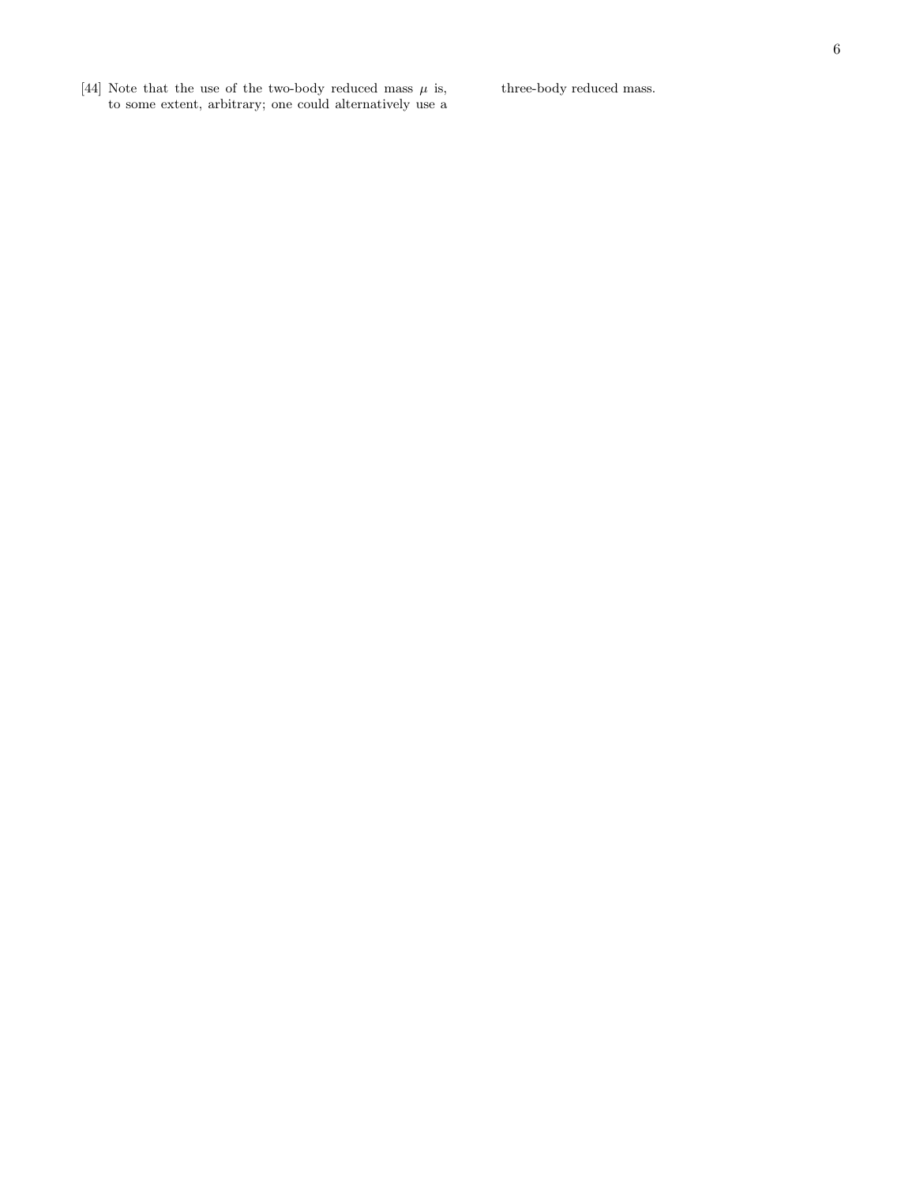[44] Note that the use of the two-body reduced mass $\mu$ is, to some extent, arbitrary; one could alternatively use a three-body reduced mass.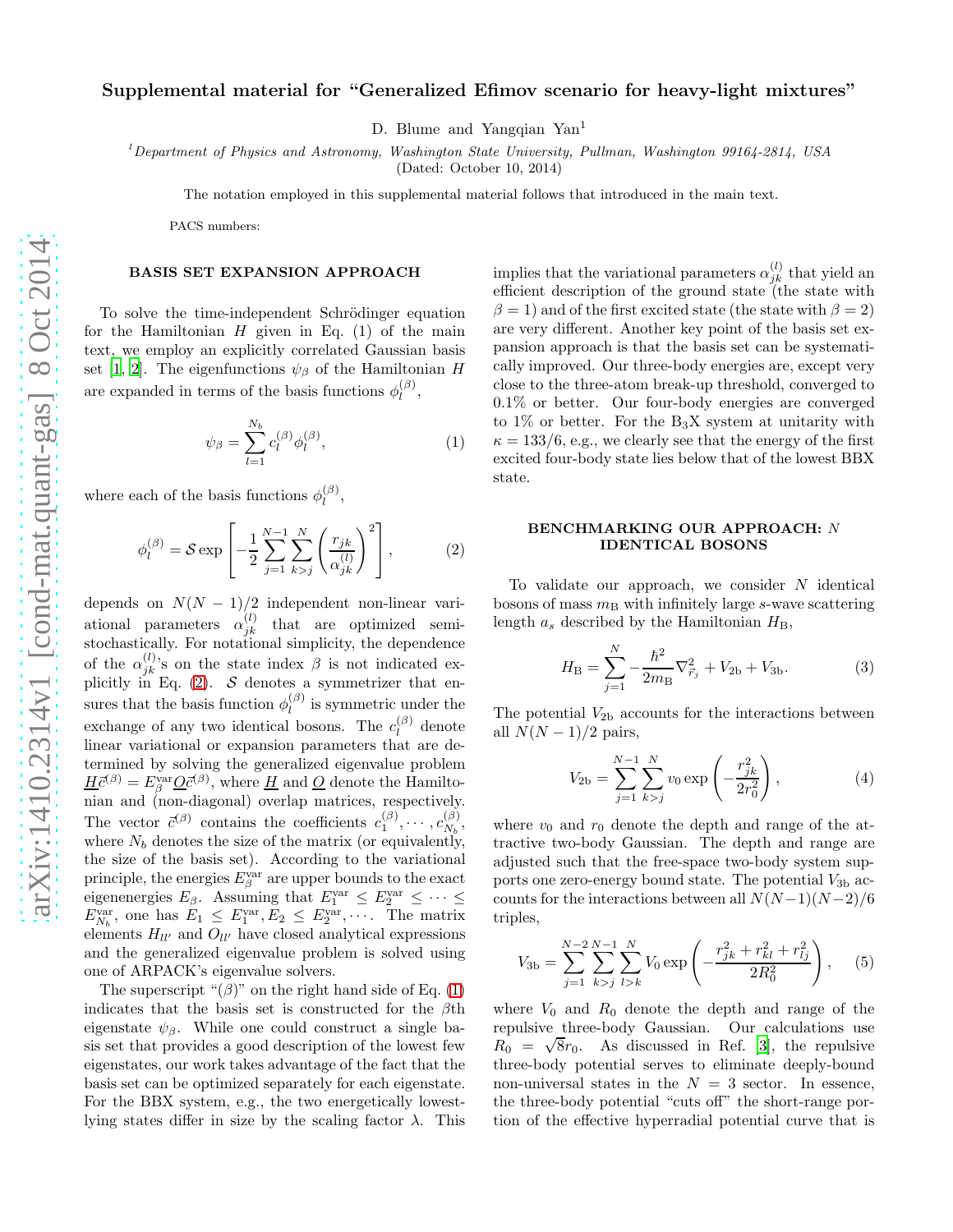# Supplemental material for "Generalized Efimov scenario for heavy-light mixtures"

D. Blume and Yangqian Yan[1]

[1]*Department of Physics and Astronomy, Washington State University, Pullman, Washington 99164-2814, USA*
(Dated: October 10, 2014)

The notation employed in this supplemental material follows that introduced in the main text.

PACS numbers:

## BASIS SET EXPANSION APPROACH

To solve the time-independent Schrödinger equation for the Hamiltonian $H$ given in Eq. (1) of the main text, we employ an explicitly correlated Gaussian basis set [1, 2]. The eigenfunctions $\psi_\beta$ of the Hamiltonian $H$ are expanded in terms of the basis functions $\phi_l^{(\beta)}$,

$$\psi_\beta = \sum_{l=1}^{N_b} c_l^{(\beta)} \phi_l^{(\beta)}, \tag{1}$$

where each of the basis functions $\phi_l^{(\beta)}$,

$$\phi_l^{(\beta)} = \mathcal{S} \exp\left[ -\frac{1}{2} \sum_{j=1}^{N-1} \sum_{k>j}^{N} \left( \frac{r_{jk}}{\alpha_{jk}^{(l)}} \right)^2 \right], \tag{2}$$

depends on $N(N-1)/2$ independent non-linear variational parameters $\alpha_{jk}^{(l)}$ that are optimized semi-stochastically. For notational simplicity, the dependence of the $\alpha_{jk}^{(l)}$'s on the state index $\beta$ is not indicated explicitly in Eq. (2). $\mathcal{S}$ denotes a symmetrizer that ensures that the basis function $\phi_l^{(\beta)}$ is symmetric under the exchange of any two identical bosons. The $c_l^{(\beta)}$ denote linear variational or expansion parameters that are determined by solving the generalized eigenvalue problem $\underline{H}\vec{c}^{(\beta)} = E_\beta^{\text{var}} \underline{O}\vec{c}^{(\beta)}$, where $\underline{H}$ and $\underline{O}$ denote the Hamiltonian and (non-diagonal) overlap matrices, respectively. The vector $\vec{c}^{(\beta)}$ contains the coefficients $c_1^{(\beta)}, \cdots, c_{N_b}^{(\beta)}$, where $N_b$ denotes the size of the matrix (or equivalently, the size of the basis set). According to the variational principle, the energies $E_\beta^{\text{var}}$ are upper bounds to the exact eigenenergies $E_\beta$. Assuming that $E_1^{\text{var}} \le E_2^{\text{var}} \le \cdots \le E_{N_b}^{\text{var}}$, one has $E_1 \le E_1^{\text{var}}, E_2 \le E_2^{\text{var}}, \cdots$. The matrix elements $H_{ll'}$ and $O_{ll'}$ have closed analytical expressions and the generalized eigenvalue problem is solved using one of ARPACK's eigenvalue solvers.

The superscript "$(\beta)$" on the right hand side of Eq. (1) indicates that the basis set is constructed for the $\beta$th eigenstate $\psi_\beta$. While one could construct a single basis set that provides a good description of the lowest few eigenstates, our work takes advantage of the fact that the basis set can be optimized separately for each eigenstate. For the BBX system, e.g., the two energetically lowest-lying states differ in size by the scaling factor $\lambda$. This implies that the variational parameters $\alpha_{jk}^{(l)}$ that yield an efficient description of the ground state (the state with $\beta = 1$) and of the first excited state (the state with $\beta = 2$) are very different. Another key point of the basis set expansion approach is that the basis set can be systematically improved. Our three-body energies are, except very close to the three-atom break-up threshold, converged to 0.1% or better. Our four-body energies are converged to 1% or better. For the $B_3X$ system at unitarity with $\kappa = 133/6$, e.g., we clearly see that the energy of the first excited four-body state lies below that of the lowest BBX state.

## BENCHMARKING OUR APPROACH: $N$ IDENTICAL BOSONS

To validate our approach, we consider $N$ identical bosons of mass $m_\text{B}$ with infinitely large $s$-wave scattering length $a_s$ described by the Hamiltonian $H_\text{B}$,

$$H_\text{B} = \sum_{j=1}^{N} -\frac{\hbar^2}{2m_\text{B}} \nabla_{\vec{r}_j}^2 + V_\text{2b} + V_\text{3b}. \tag{3}$$

The potential $V_\text{2b}$ accounts for the interactions between all $N(N-1)/2$ pairs,

$$V_\text{2b} = \sum_{j=1}^{N-1} \sum_{k>j}^{N} v_0 \exp\left( -\frac{r_{jk}^2}{2r_0^2} \right), \tag{4}$$

where $v_0$ and $r_0$ denote the depth and range of the attractive two-body Gaussian. The depth and range are adjusted such that the free-space two-body system supports one zero-energy bound state. The potential $V_\text{3b}$ accounts for the interactions between all $N(N-1)(N-2)/6$ triples,

$$V_\text{3b} = \sum_{j=1}^{N-2} \sum_{k>j}^{N-1} \sum_{l>k}^{N} V_0 \exp\left( -\frac{r_{jk}^2 + r_{kl}^2 + r_{lj}^2}{2R_0^2} \right), \tag{5}$$

where $V_0$ and $R_0$ denote the depth and range of the repulsive three-body Gaussian. Our calculations use $R_0 = \sqrt{8} r_0$. As discussed in Ref. [3], the repulsive three-body potential serves to eliminate deeply-bound non-universal states in the $N = 3$ sector. In essence, the three-body potential "cuts off" the short-range portion of the effective hyperradial potential curve that is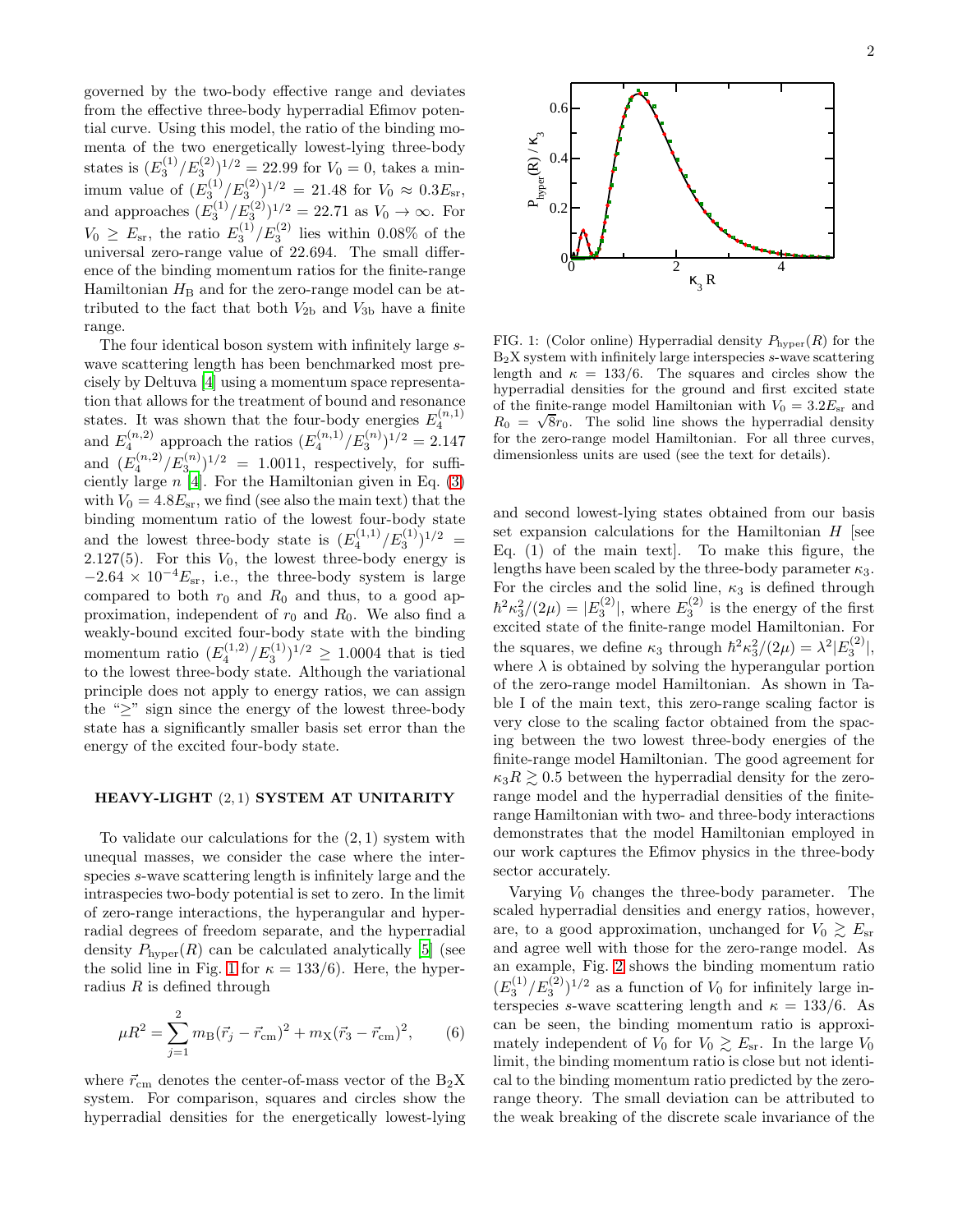governed by the two-body effective range and deviates from the effective three-body hyperradial Efimov potential curve. Using this model, the ratio of the binding momenta of the two energetically lowest-lying three-body states is $(E_3^{(1)}/E_3^{(2)})^{1/2} = 22.99$ for $V_0 = 0$, takes a minimum value of $(E_3^{(1)}/E_3^{(2)})^{1/2} = 21.48$ for $V_0 \approx 0.3E_{\rm sr}$, and approaches $(E_3^{(1)}/E_3^{(2)})^{1/2} = 22.71$ as $V_0 \to \infty$. For $V_0 \geq E_{\rm sr}$, the ratio $E_3^{(1)}/E_3^{(2)}$ lies within 0.08% of the universal zero-range value of 22.694. The small difference of the binding momentum ratios for the finite-range Hamiltonian $H_{\rm B}$ and for the zero-range model can be attributed to the fact that both $V_{\rm 2b}$ and $V_{\rm 3b}$ have a finite range.

The four identical boson system with infinitely large $s$-wave scattering length has been benchmarked most precisely by Deltuva [4] using a momentum space representation that allows for the treatment of bound and resonance states. It was shown that the four-body energies $E_4^{(n,1)}$ and $E_4^{(n,2)}$ approach the ratios $(E_4^{(n,1)}/E_3^{(n)})^{1/2} = 2.147$ and $(E_4^{(n,2)}/E_3^{(n)})^{1/2} = 1.0011$, respectively, for sufficiently large $n$ [4]. For the Hamiltonian given in Eq. (3) with $V_0 = 4.8E_{\rm sr}$, we find (see also the main text) that the binding momentum ratio of the lowest four-body state and the lowest three-body state is $(E_4^{(1,1)}/E_3^{(1)})^{1/2} = 2.127(5)$. For this $V_0$, the lowest three-body energy is $-2.64 \times 10^{-4}E_{\rm sr}$, i.e., the three-body system is large compared to both $r_0$ and $R_0$ and thus, to a good approximation, independent of $r_0$ and $R_0$. We also find a weakly-bound excited four-body state with the binding momentum ratio $(E_4^{(1,2)}/E_3^{(1)})^{1/2} \geq 1.0004$ that is tied to the lowest three-body state. Although the variational principle does not apply to energy ratios, we can assign the "$\geq$" sign since the energy of the lowest three-body state has a significantly smaller basis set error than the energy of the excited four-body state.

## HEAVY-LIGHT (2,1) SYSTEM AT UNITARITY

To validate our calculations for the (2,1) system with unequal masses, we consider the case where the interspecies $s$-wave scattering length is infinitely large and the intraspecies two-body potential is set to zero. In the limit of zero-range interactions, the hyperangular and hyperradial degrees of freedom separate, and the hyperradial density $P_{\rm hyper}(R)$ can be calculated analytically [5] (see the solid line in Fig. 1 for $\kappa = 133/6$). Here, the hyperradius $R$ is defined through

$$\mu R^2 = \sum_{j=1}^{2} m_{\rm B}(\vec{r}_j - \vec{r}_{\rm cm})^2 + m_{\rm X}(\vec{r}_3 - \vec{r}_{\rm cm})^2, \qquad (6)$$

where $\vec{r}_{\rm cm}$ denotes the center-of-mass vector of the $\rm B_2X$ system. For comparison, squares and circles show the hyperradial densities for the energetically lowest-lying and second lowest-lying states obtained from our basis set expansion calculations for the Hamiltonian $H$ [see Eq. (1) of the main text]. To make this figure, the lengths have been scaled by the three-body parameter $\kappa_3$. For the circles and the solid line, $\kappa_3$ is defined through $\hbar^2\kappa_3^2/(2\mu) = |E_3^{(2)}|$, where $E_3^{(2)}$ is the energy of the first excited state of the finite-range model Hamiltonian. For the squares, we define $\kappa_3$ through $\hbar^2\kappa_3^2/(2\mu) = \lambda^2|E_3^{(2)}|$, where $\lambda$ is obtained by solving the hyperangular portion of the zero-range model Hamiltonian. As shown in Table I of the main text, this zero-range scaling factor is very close to the scaling factor obtained from the spacing between the two lowest three-body energies of the finite-range model Hamiltonian. The good agreement for $\kappa_3 R \gtrsim 0.5$ between the hyperradial density for the zero-range model and the hyperradial densities of the finite-range Hamiltonian with two- and three-body interactions demonstrates that the model Hamiltonian employed in our work captures the Efimov physics in the three-body sector accurately.

FIG. 1: (Color online) Hyperradial density $P_{\rm hyper}(R)$ for the $\rm B_2X$ system with infinitely large interspecies $s$-wave scattering length and $\kappa = 133/6$. The squares and circles show the hyperradial densities for the ground and first excited state of the finite-range model Hamiltonian with $V_0 = 3.2E_{\rm sr}$ and $R_0 = \sqrt{8}r_0$. The solid line shows the hyperradial density for the zero-range model Hamiltonian. For all three curves, dimensionless units are used (see the text for details).

Varying $V_0$ changes the three-body parameter. The scaled hyperradial densities and energy ratios, however, are, to a good approximation, unchanged for $V_0 \gtrsim E_{\rm sr}$ and agree well with those for the zero-range model. As an example, Fig. 2 shows the binding momentum ratio $(E_3^{(1)}/E_3^{(2)})^{1/2}$ as a function of $V_0$ for infinitely large interspecies $s$-wave scattering length and $\kappa = 133/6$. As can be seen, the binding momentum ratio is approximately independent of $V_0$ for $V_0 \gtrsim E_{\rm sr}$. In the large $V_0$ limit, the binding momentum ratio is close but not identical to the binding momentum ratio predicted by the zero-range theory. The small deviation can be attributed to the weak breaking of the discrete scale invariance of the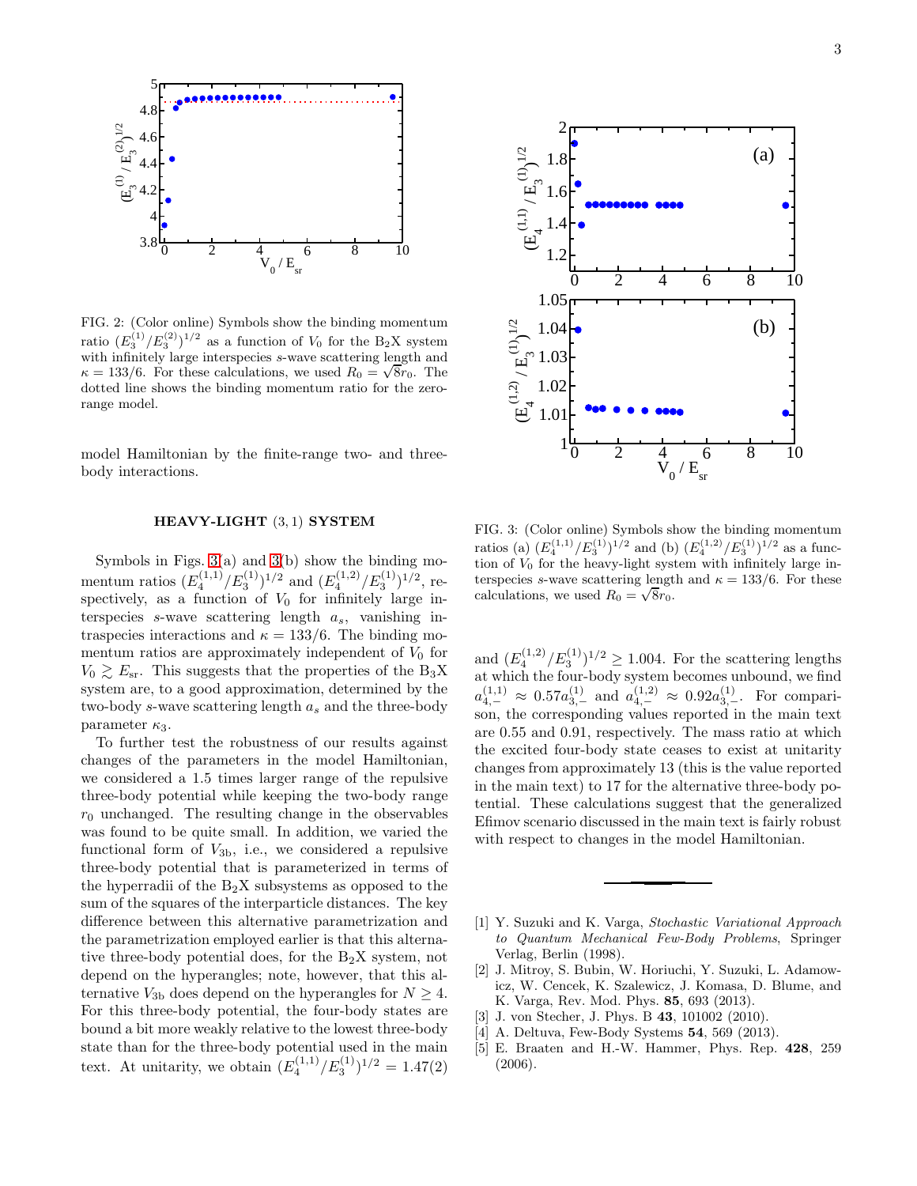5

4.8

4.6

4.4

4.2

4

3.8

$(E_3^{(1)} / E_3^{(2)})^{1/2}$

0 2 4 6 8 10

$V_0 / E_{sr}$

FIG. 2: (Color online) Symbols show the binding momentum ratio $(E_3^{(1)}/E_3^{(2)})^{1/2}$ as a function of $V_0$ for the $B_2X$ system with infinitely large interspecies $s$-wave scattering length and $\kappa = 133/6$. For these calculations, we used $R_0 = \sqrt{8}r_0$. The dotted line shows the binding momentum ratio for the zero-range model.

model Hamiltonian by the finite-range two- and three-body interactions.

### HEAVY-LIGHT (3, 1) SYSTEM

Symbols in Figs. 3(a) and 3(b) show the binding momentum ratios $(E_4^{(1,1)}/E_3^{(1)})^{1/2}$ and $(E_4^{(1,2)}/E_3^{(1)})^{1/2}$, respectively, as a function of $V_0$ for infinitely large interspecies $s$-wave scattering length $a_s$, vanishing intraspecies interactions and $\kappa = 133/6$. The binding momentum ratios are approximately independent of $V_0$ for $V_0 \gtrsim E_{\rm sr}$. This suggests that the properties of the $B_3X$ system are, to a good approximation, determined by the two-body $s$-wave scattering length $a_s$ and the three-body parameter $\kappa_3$.

To further test the robustness of our results against changes of the parameters in the model Hamiltonian, we considered a 1.5 times larger range of the repulsive three-body potential while keeping the two-body range $r_0$ unchanged. The resulting change in the observables was found to be quite small. In addition, we varied the functional form of $V_{3b}$, i.e., we considered a repulsive three-body potential that is parameterized in terms of the hyperradii of the $B_2X$ subsystems as opposed to the sum of the squares of the interparticle distances. The key difference between this alternative parametrization and the parametrization employed earlier is that this alternative three-body potential does, for the $B_2X$ system, not depend on the hyperangles; note, however, that this alternative $V_{3b}$ does depend on the hyperangles for $N \geq 4$. For this three-body potential, the four-body states are bound a bit more weakly relative to the lowest three-body state than for the three-body potential used in the main text. At unitarity, we obtain $(E_4^{(1,1)}/E_3^{(1)})^{1/2} = 1.47(2)$ and $(E_4^{(1,2)}/E_3^{(1)})^{1/2} \geq 1.004$. For the scattering lengths at which the four-body system becomes unbound, we find $a_{4,-}^{(1,1)} \approx 0.57a_{3,-}^{(1)}$ and $a_{4,-}^{(1,2)} \approx 0.92a_{3,-}^{(1)}$. For comparison, the corresponding values reported in the main text are 0.55 and 0.91, respectively. The mass ratio at which the excited four-body state ceases to exist at unitarity changes from approximately 13 (this is the value reported in the main text) to 17 for the alternative three-body potential. These calculations suggest that the generalized Efimov scenario discussed in the main text is fairly robust with respect to changes in the model Hamiltonian.

(a)

$(E_4^{(1,1)} / E_3^{(1)})^{1/2}$

2

1.8

1.6

1.4

1.2

0 2 4 6 8 10

(b)

$(E_4^{(1,2)} / E_3^{(1)})^{1/2}$

1.05

1.04

1.03

1.02

1.01

1

0 2 4 6 8 10

$V_0 / E_{sr}$

FIG. 3: (Color online) Symbols show the binding momentum ratios (a) $(E_4^{(1,1)}/E_3^{(1)})^{1/2}$ and (b) $(E_4^{(1,2)}/E_3^{(1)})^{1/2}$ as a function of $V_0$ for the heavy-light system with infinitely large interspecies $s$-wave scattering length and $\kappa = 133/6$. For these calculations, we used $R_0 = \sqrt{8}r_0$.

---

[1] Y. Suzuki and K. Varga, *Stochastic Variational Approach to Quantum Mechanical Few-Body Problems*, Springer Verlag, Berlin (1998).

[2] J. Mitroy, S. Bubin, W. Horiuchi, Y. Suzuki, L. Adamowicz, W. Cencek, K. Szalewicz, J. Komasa, D. Blume, and K. Varga, Rev. Mod. Phys. **85**, 693 (2013).

[3] J. von Stecher, J. Phys. B **43**, 101002 (2010).

[4] A. Deltuva, Few-Body Systems **54**, 569 (2013).

[5] E. Braaten and H.-W. Hammer, Phys. Rep. **428**, 259 (2006).